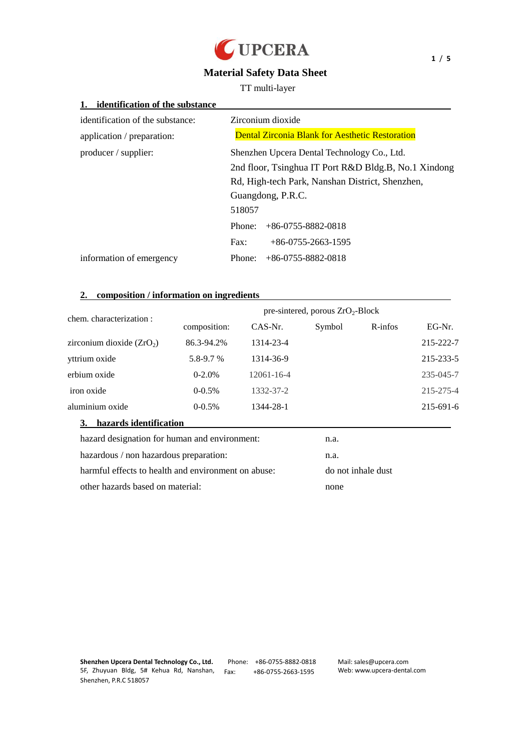UPCERA

# Material Safety Data Sheet

TT multi-layer

## 1. identification of the substance

| | |
|---|---|
| identification of the substance: | Zirconium dioxide |
| application / preparation: | Dental Zirconia Blank for Aesthetic Restoration |
| producer / supplier: | Shenzhen Upcera Dental Technology Co., Ltd.<br>2nd floor, Tsinghua IT Port R&D Bldg.B, No.1 Xindong Rd, High-tech Park, Nanshan District, Shenzhen, Guangdong, P.R.C.<br>518057<br>Phone: +86-0755-8882-0818<br>Fax: +86-0755-2663-1595 |
| information of emergency | Phone: +86-0755-8882-0818 |

## 2. composition / information on ingredients

| chem. characterization : | pre-sintered, porous $ZrO_2$-Block | | | | |
|---|---|---|---|---|---|
| | composition: | CAS-Nr. | Symbol | R-infos | EG-Nr. |
| zirconium dioxide ($ZrO_2$) | 86.3-94.2% | 1314-23-4 | | | 215-222-7 |
| yttrium oxide | 5.8-9.7 % | 1314-36-9 | | | 215-233-5 |
| erbium oxide | 0-2.0% | 12061-16-4 | | | 235-045-7 |
| iron oxide | 0-0.5% | 1332-37-2 | | | 215-275-4 |
| aluminium oxide | 0-0.5% | 1344-28-1 | | | 215-691-6 |

## 3. hazards identification

| | |
|---|---|
| hazard designation for human and environment: | n.a. |
| hazardous / non hazardous preparation: | n.a. |
| harmful effects to health and environment on abuse: | do not inhale dust |
| other hazards based on material: | none |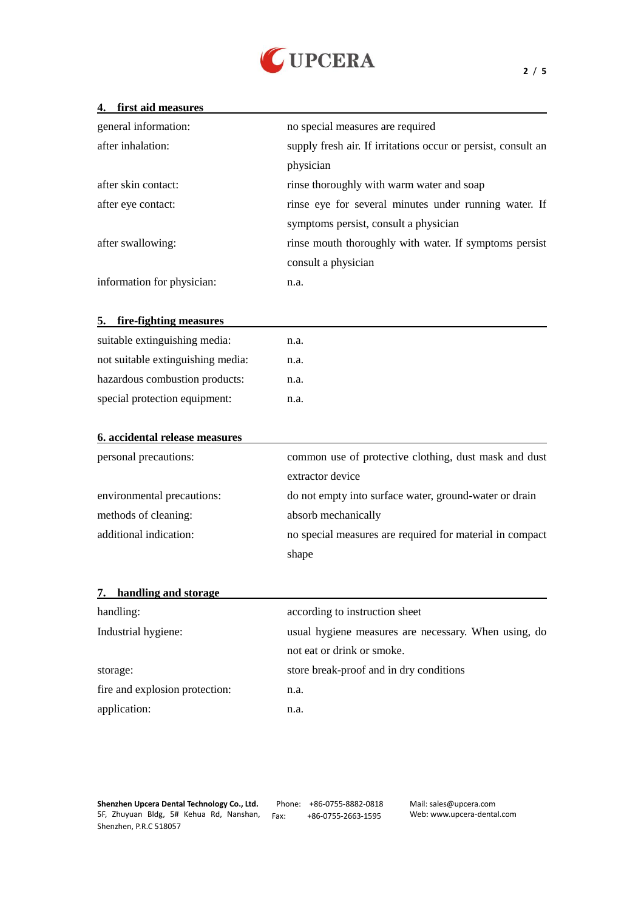## 4. first aid measures

| | |
|---|---|
| general information: | no special measures are required |
| after inhalation: | supply fresh air. If irritations occur or persist, consult an physician |
| after skin contact: | rinse thoroughly with warm water and soap |
| after eye contact: | rinse eye for several minutes under running water. If symptoms persist, consult a physician |
| after swallowing: | rinse mouth thoroughly with water. If symptoms persist consult a physician |
| information for physician: | n.a. |

## 5. fire-fighting measures

| | |
|---|---|
| suitable extinguishing media: | n.a. |
| not suitable extinguishing media: | n.a. |
| hazardous combustion products: | n.a. |
| special protection equipment: | n.a. |

## 6. accidental release measures

| | |
|---|---|
| personal precautions: | common use of protective clothing, dust mask and dust extractor device |
| environmental precautions: | do not empty into surface water, ground-water or drain |
| methods of cleaning: | absorb mechanically |
| additional indication: | no special measures are required for material in compact shape |

## 7. handling and storage

| | |
|---|---|
| handling: | according to instruction sheet |
| Industrial hygiene: | usual hygiene measures are necessary. When using, do not eat or drink or smoke. |
| storage: | store break-proof and in dry conditions |
| fire and explosion protection: | n.a. |
| application: | n.a. |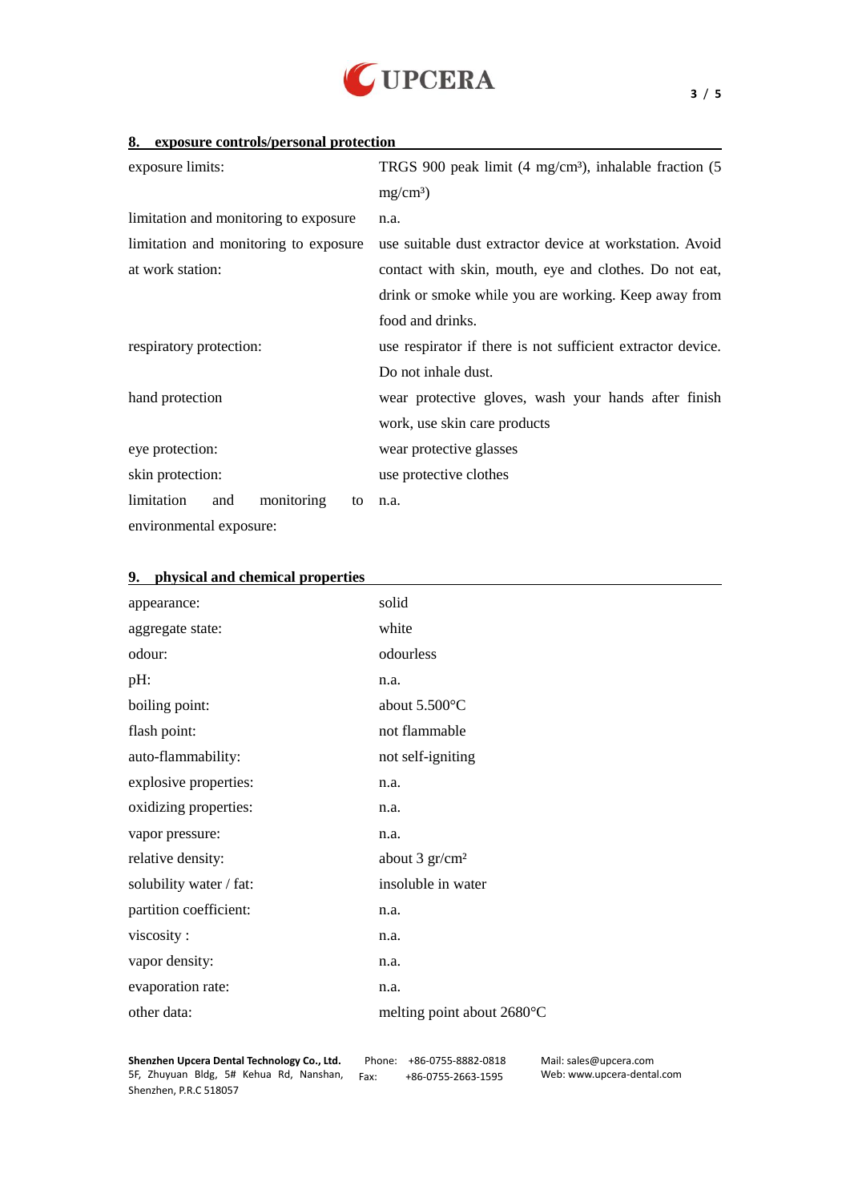## 8. exposure controls/personal protection

| | |
|---|---|
| exposure limits: | TRGS 900 peak limit (4 mg/cm³), inhalable fraction (5 mg/cm³) |
| limitation and monitoring to exposure | n.a. |
| limitation and monitoring to exposure at work station: | use suitable dust extractor device at workstation. Avoid contact with skin, mouth, eye and clothes. Do not eat, drink or smoke while you are working. Keep away from food and drinks. |
| respiratory protection: | use respirator if there is not sufficient extractor device. Do not inhale dust. |
| hand protection | wear protective gloves, wash your hands after finish work, use skin care products |
| eye protection: | wear protective glasses |
| skin protection: | use protective clothes |
| limitation and monitoring to environmental exposure: | n.a. |

## 9. physical and chemical properties

| | |
|---|---|
| appearance: | solid |
| aggregate state: | white |
| odour: | odourless |
| pH: | n.a. |
| boiling point: | about 5.500°C |
| flash point: | not flammable |
| auto-flammability: | not self-igniting |
| explosive properties: | n.a. |
| oxidizing properties: | n.a. |
| vapor pressure: | n.a. |
| relative density: | about 3 gr/cm² |
| solubility water / fat: | insoluble in water |
| partition coefficient: | n.a. |
| viscosity : | n.a. |
| vapor density: | n.a. |
| evaporation rate: | n.a. |
| other data: | melting point about 2680°C |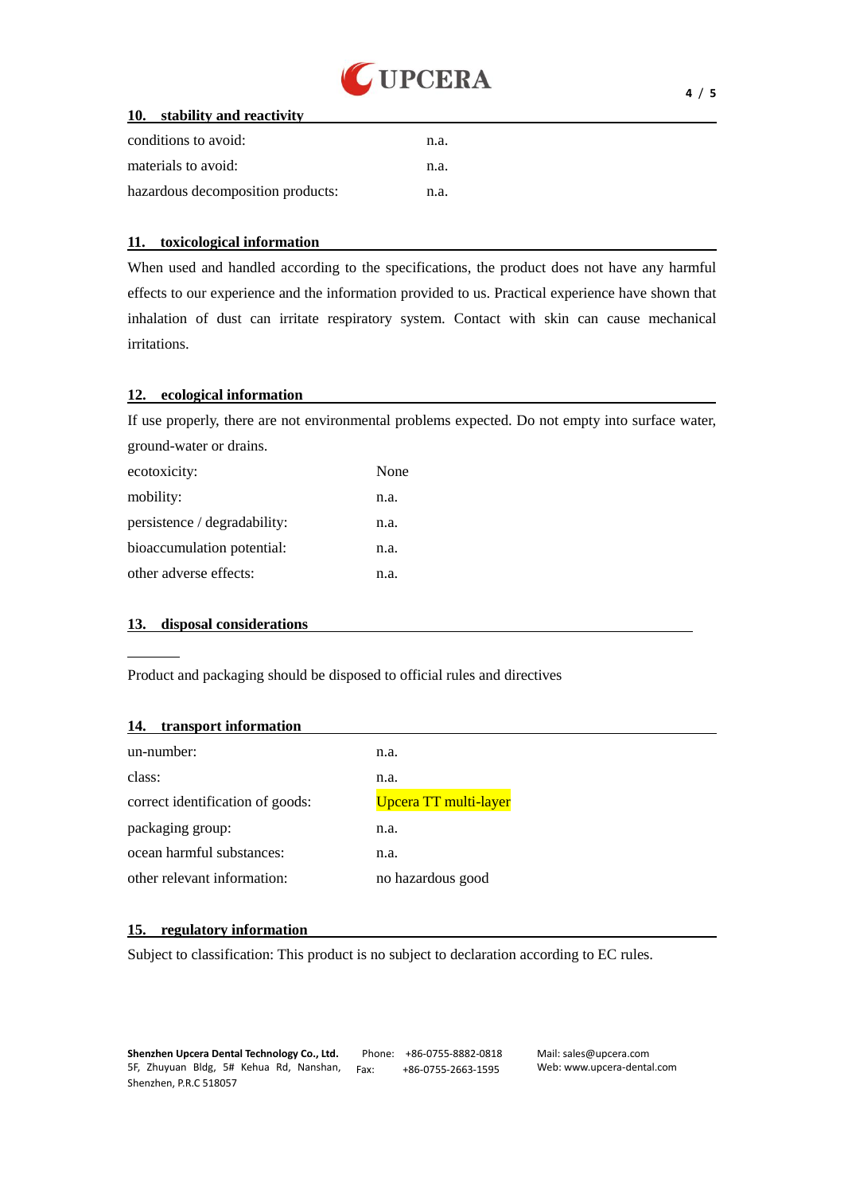## 10. stability and reactivity

| | |
|---|---|
| conditions to avoid: | n.a. |
| materials to avoid: | n.a. |
| hazardous decomposition products: | n.a. |

## 11. toxicological information

When used and handled according to the specifications, the product does not have any harmful effects to our experience and the information provided to us. Practical experience have shown that inhalation of dust can irritate respiratory system. Contact with skin can cause mechanical irritations.

## 12. ecological information

If use properly, there are not environmental problems expected. Do not empty into surface water, ground-water or drains.

| | |
|---|---|
| ecotoxicity: | None |
| mobility: | n.a. |
| persistence / degradability: | n.a. |
| bioaccumulation potential: | n.a. |
| other adverse effects: | n.a. |

## 13. disposal considerations

Product and packaging should be disposed to official rules and directives

## 14. transport information

| | |
|---|---|
| un-number: | n.a. |
| class: | n.a. |
| correct identification of goods: | Upcera TT multi-layer |
| packaging group: | n.a. |
| ocean harmful substances: | n.a. |
| other relevant information: | no hazardous good |

## 15. regulatory information

Subject to classification: This product is no subject to declaration according to EC rules.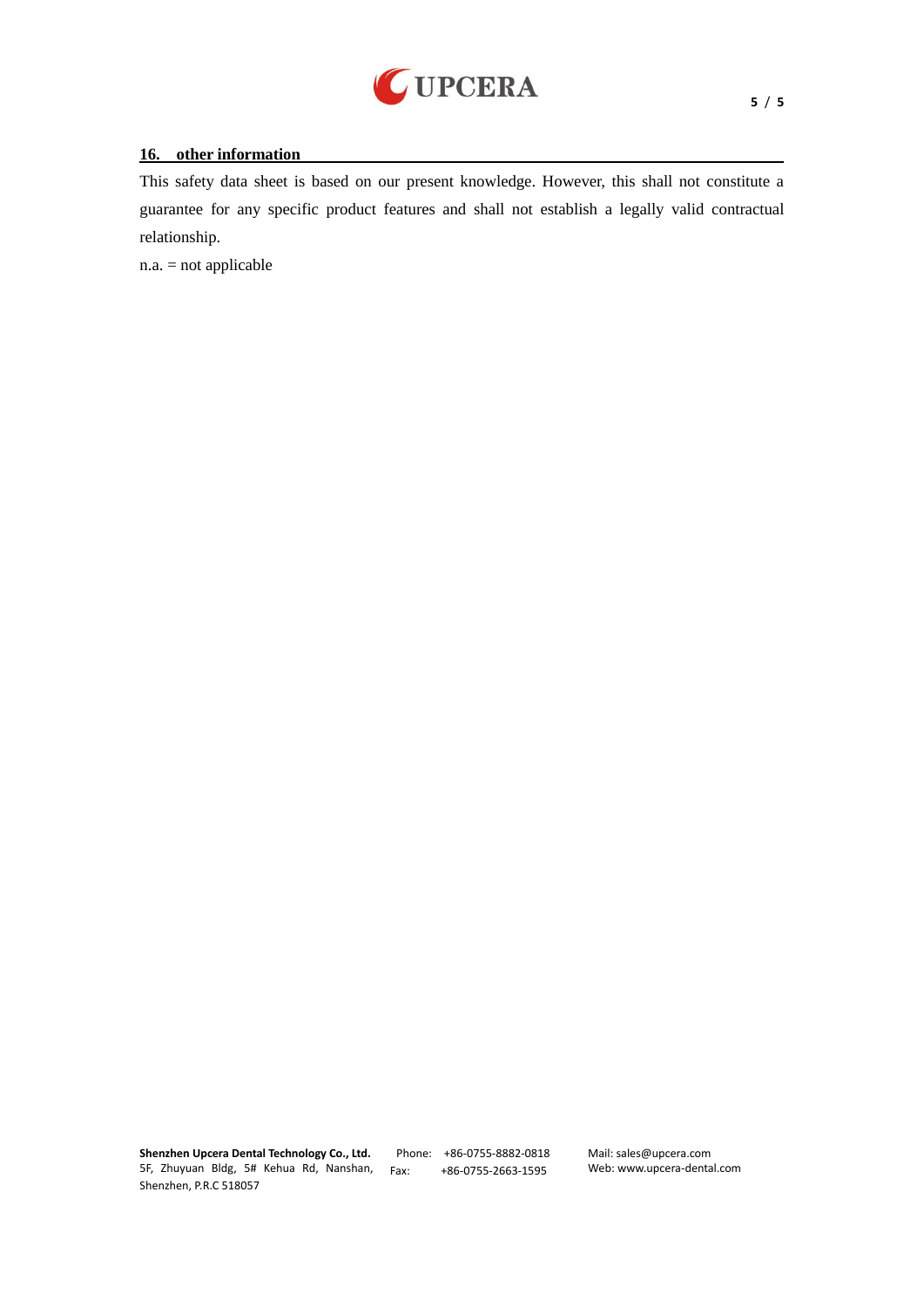## 16. other information

This safety data sheet is based on our present knowledge. However, this shall not constitute a guarantee for any specific product features and shall not establish a legally valid contractual relationship.

n.a. = not applicable